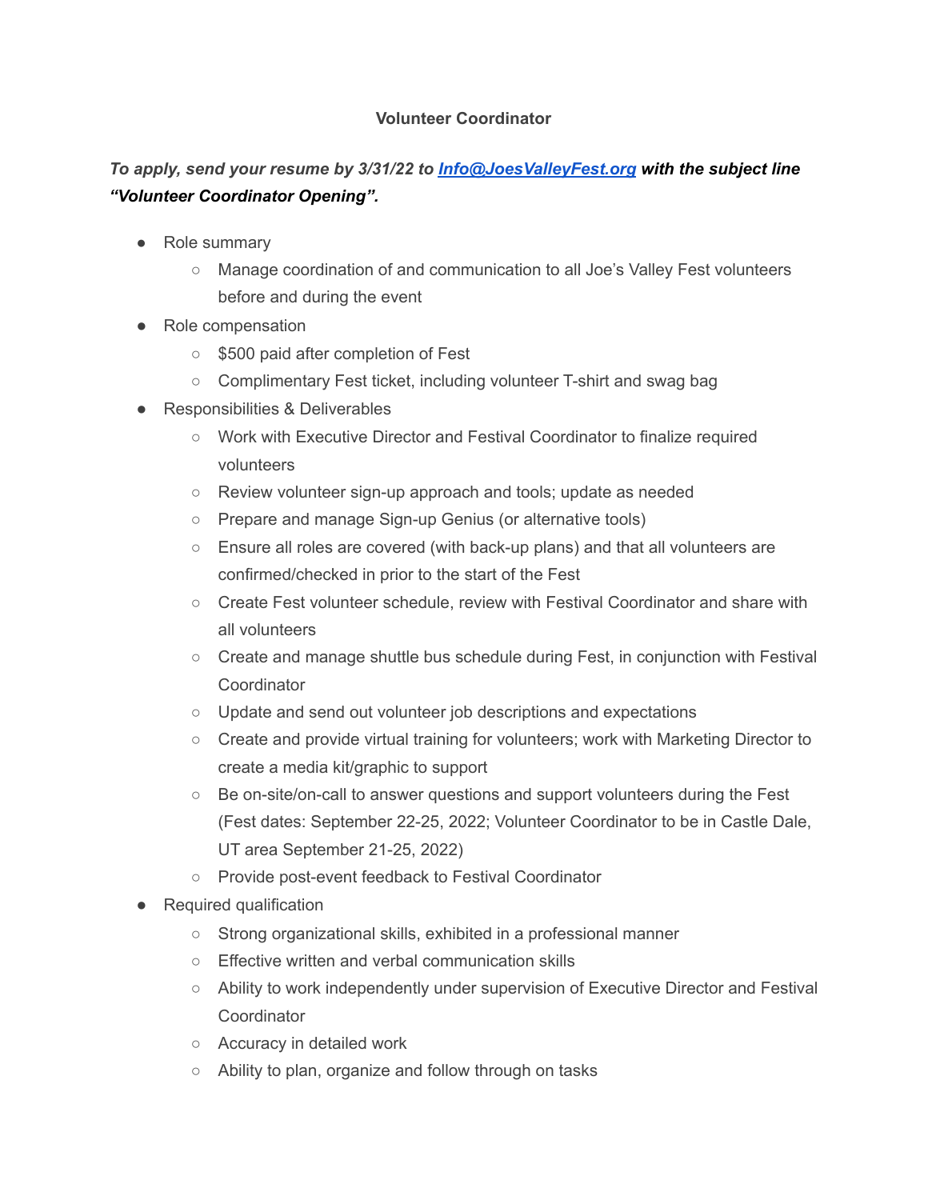# Volunteer Coordinator

***To apply, send your resume by 3/31/22 to [Info@JoesValleyFest.org](mailto:Info@JoesValleyFest.org) with the subject line "Volunteer Coordinator Opening".***

- Role summary
  - Manage coordination of and communication to all Joe's Valley Fest volunteers before and during the event
- Role compensation
  - $500 paid after completion of Fest
  - Complimentary Fest ticket, including volunteer T-shirt and swag bag
- Responsibilities & Deliverables
  - Work with Executive Director and Festival Coordinator to finalize required volunteers
  - Review volunteer sign-up approach and tools; update as needed
  - Prepare and manage Sign-up Genius (or alternative tools)
  - Ensure all roles are covered (with back-up plans) and that all volunteers are confirmed/checked in prior to the start of the Fest
  - Create Fest volunteer schedule, review with Festival Coordinator and share with all volunteers
  - Create and manage shuttle bus schedule during Fest, in conjunction with Festival Coordinator
  - Update and send out volunteer job descriptions and expectations
  - Create and provide virtual training for volunteers; work with Marketing Director to create a media kit/graphic to support
  - Be on-site/on-call to answer questions and support volunteers during the Fest (Fest dates: September 22-25, 2022; Volunteer Coordinator to be in Castle Dale, UT area September 21-25, 2022)
  - Provide post-event feedback to Festival Coordinator
- Required qualification
  - Strong organizational skills, exhibited in a professional manner
  - Effective written and verbal communication skills
  - Ability to work independently under supervision of Executive Director and Festival Coordinator
  - Accuracy in detailed work
  - Ability to plan, organize and follow through on tasks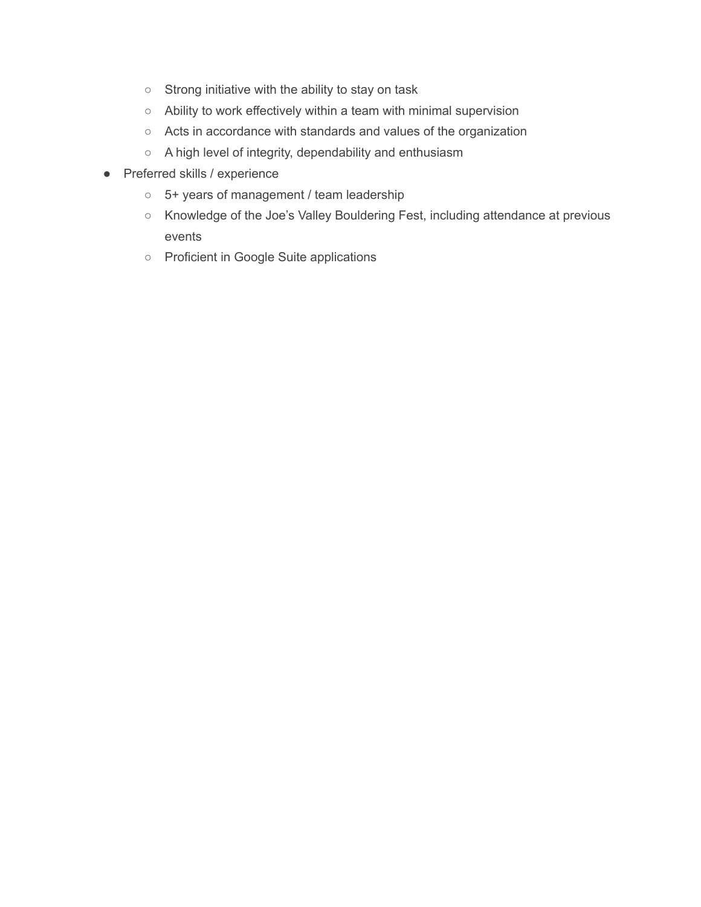- Strong initiative with the ability to stay on task
    - Ability to work effectively within a team with minimal supervision
    - Acts in accordance with standards and values of the organization
    - A high level of integrity, dependability and enthusiasm
- Preferred skills / experience
    - 5+ years of management / team leadership
    - Knowledge of the Joe's Valley Bouldering Fest, including attendance at previous events
    - Proficient in Google Suite applications